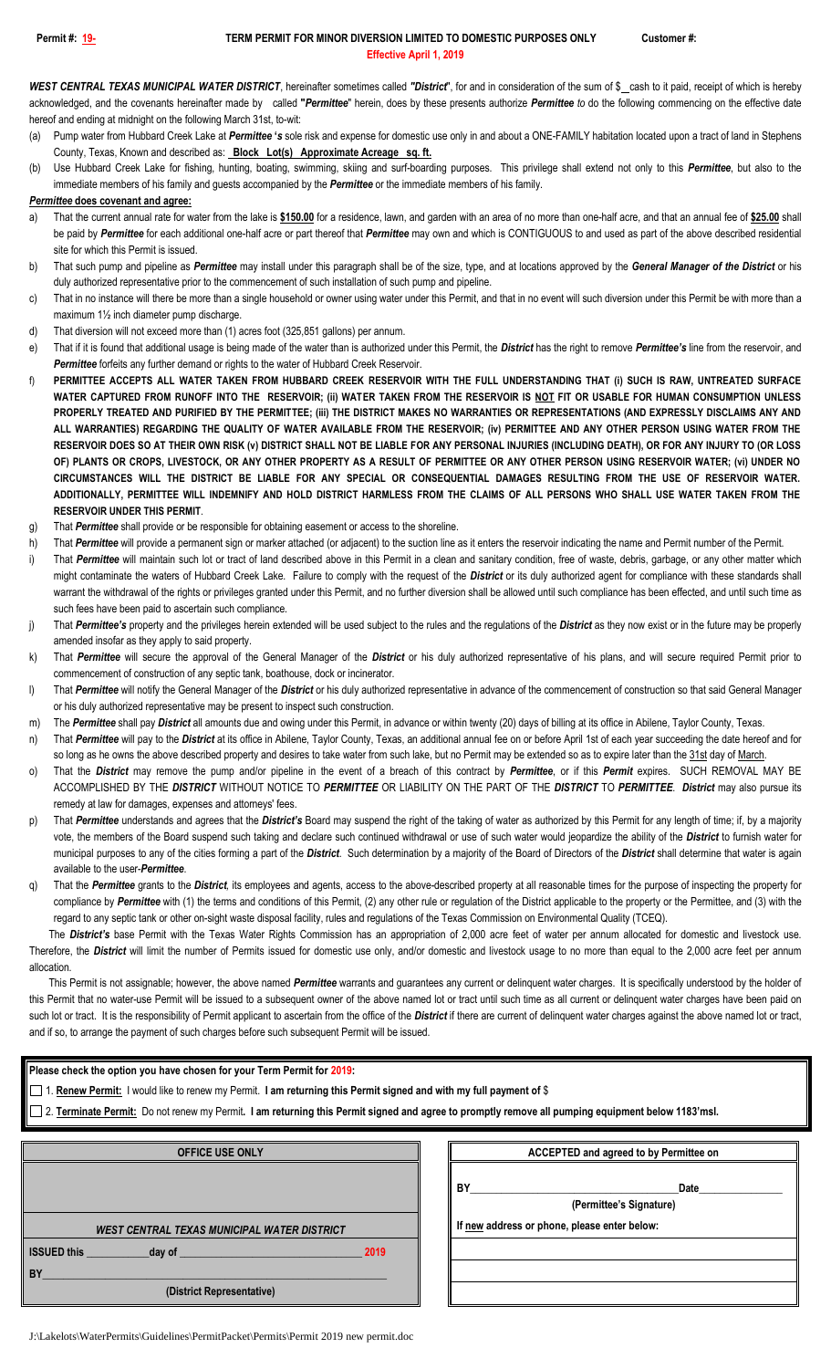**Permit #: 19-** **TERM PERMIT FOR MINOR DIVERSION LIMITED TO DOMESTIC PURPOSES ONLY** **Customer #:**

**Effective April 1, 2019**

***WEST CENTRAL TEXAS MUNICIPAL WATER DISTRICT***, hereinafter sometimes called ***"District"***, for and in consideration of the sum of $\_ cash to it paid, receipt of which is hereby acknowledged, and the covenants hereinafter made by called **"*Permittee*"** herein, does by these presents authorize ***Permittee*** *to* do the following commencing on the effective date hereof and ending at midnight on the following March 31st, to-wit:

(a) Pump water from Hubbard Creek Lake at ***Permittee 's*** sole risk and expense for domestic use only in and about a ONE-FAMILY habitation located upon a tract of land in Stephens County, Texas, Known and described as: **Block Lot(s) Approximate Acreage sq. ft.**

(b) Use Hubbard Creek Lake for fishing, hunting, boating, swimming, skiing and surf-boarding purposes. This privilege shall extend not only to this ***Permittee***, but also to the immediate members of his family and guests accompanied by the ***Permittee*** or the immediate members of his family.

***Permittee* does covenant and agree:**

a) That the current annual rate for water from the lake is **$150.00** for a residence, lawn, and garden with an area of no more than one-half acre, and that an annual fee of **$25.00** shall be paid by ***Permittee*** for each additional one-half acre or part thereof that ***Permittee*** may own and which is CONTIGUOUS to and used as part of the above described residential site for which this Permit is issued.

b) That such pump and pipeline as ***Permittee*** may install under this paragraph shall be of the size, type, and at locations approved by the ***General Manager of the District*** or his duly authorized representative prior to the commencement of such installation of such pump and pipeline.

c) That in no instance will there be more than a single household or owner using water under this Permit, and that in no event will such diversion under this Permit be with more than a maximum 1½ inch diameter pump discharge.

d) That diversion will not exceed more than (1) acres foot (325,851 gallons) per annum.

e) That if it is found that additional usage is being made of the water than is authorized under this Permit, the ***District*** has the right to remove ***Permittee's*** line from the reservoir, and ***Permittee*** forfeits any further demand or rights to the water of Hubbard Creek Reservoir.

f) **PERMITTEE ACCEPTS ALL WATER TAKEN FROM HUBBARD CREEK RESERVOIR WITH THE FULL UNDERSTANDING THAT (i) SUCH IS RAW, UNTREATED SURFACE WATER CAPTURED FROM RUNOFF INTO THE RESERVOIR; (ii) WATER TAKEN FROM THE RESERVOIR IS NOT FIT OR USABLE FOR HUMAN CONSUMPTION UNLESS PROPERLY TREATED AND PURIFIED BY THE PERMITTEE; (iii) THE DISTRICT MAKES NO WARRANTIES OR REPRESENTATIONS (AND EXPRESSLY DISCLAIMS ANY AND ALL WARRANTIES) REGARDING THE QUALITY OF WATER AVAILABLE FROM THE RESERVOIR; (iv) PERMITTEE AND ANY OTHER PERSON USING WATER FROM THE RESERVOIR DOES SO AT THEIR OWN RISK (v) DISTRICT SHALL NOT BE LIABLE FOR ANY PERSONAL INJURIES (INCLUDING DEATH), OR FOR ANY INJURY TO (OR LOSS OF) PLANTS OR CROPS, LIVESTOCK, OR ANY OTHER PROPERTY AS A RESULT OF PERMITTEE OR ANY OTHER PERSON USING RESERVOIR WATER; (vi) UNDER NO CIRCUMSTANCES WILL THE DISTRICT BE LIABLE FOR ANY SPECIAL OR CONSEQUENTIAL DAMAGES RESULTING FROM THE USE OF RESERVOIR WATER. ADDITIONALLY, PERMITTEE WILL INDEMNIFY AND HOLD DISTRICT HARMLESS FROM THE CLAIMS OF ALL PERSONS WHO SHALL USE WATER TAKEN FROM THE RESERVOIR UNDER THIS PERMIT**.

g) That ***Permittee*** shall provide or be responsible for obtaining easement or access to the shoreline.

h) That ***Permittee*** will provide a permanent sign or marker attached (or adjacent) to the suction line as it enters the reservoir indicating the name and Permit number of the Permit.

i) That ***Permittee*** will maintain such lot or tract of land described above in this Permit in a clean and sanitary condition, free of waste, debris, garbage, or any other matter which might contaminate the waters of Hubbard Creek Lake. Failure to comply with the request of the ***District*** or its duly authorized agent for compliance with these standards shall warrant the withdrawal of the rights or privileges granted under this Permit, and no further diversion shall be allowed until such compliance has been effected, and until such time as such fees have been paid to ascertain such compliance.

j) That ***Permittee's*** property and the privileges herein extended will be used subject to the rules and the regulations of the ***District*** as they now exist or in the future may be properly amended insofar as they apply to said property.

k) That ***Permittee*** will secure the approval of the General Manager of the ***District*** or his duly authorized representative of his plans, and will secure required Permit prior to commencement of construction of any septic tank, boathouse, dock or incinerator.

l) That ***Permittee*** will notify the General Manager of the ***District*** or his duly authorized representative in advance of the commencement of construction so that said General Manager or his duly authorized representative may be present to inspect such construction.

m) The ***Permittee*** shall pay ***District*** all amounts due and owing under this Permit, in advance or within twenty (20) days of billing at its office in Abilene, Taylor County, Texas.

n) That ***Permittee*** will pay to the ***District*** at its office in Abilene, Taylor County, Texas, an additional annual fee on or before April 1st of each year succeeding the date hereof and for so long as he owns the above described property and desires to take water from such lake, but no Permit may be extended so as to expire later than the 31st day of March.

o) That the ***District*** may remove the pump and/or pipeline in the event of a breach of this contract by ***Permittee***, or if this ***Permit*** expires. SUCH REMOVAL MAY BE ACCOMPLISHED BY THE ***DISTRICT*** WITHOUT NOTICE TO ***PERMITTEE*** OR LIABILITY ON THE PART OF THE ***DISTRICT*** TO ***PERMITTEE***. ***District*** may also pursue its remedy at law for damages, expenses and attorneys' fees.

p) That ***Permittee*** understands and agrees that the ***District's*** Board may suspend the right of the taking of water as authorized by this Permit for any length of time; if, by a majority vote, the members of the Board suspend such taking and declare such continued withdrawal or use of such water would jeopardize the ability of the ***District*** to furnish water for municipal purposes to any of the cities forming a part of the ***District***. Such determination by a majority of the Board of Directors of the ***District*** shall determine that water is again available to the user-***Permittee***.

q) That the ***Permittee*** grants to the ***District***, its employees and agents, access to the above-described property at all reasonable times for the purpose of inspecting the property for compliance by ***Permittee*** with (1) the terms and conditions of this Permit, (2) any other rule or regulation of the District applicable to the property or the Permittee, and (3) with the regard to any septic tank or other on-sight waste disposal facility, rules and regulations of the Texas Commission on Environmental Quality (TCEQ).

The ***District's*** base Permit with the Texas Water Rights Commission has an appropriation of 2,000 acre feet of water per annum allocated for domestic and livestock use. Therefore, the ***District*** will limit the number of Permits issued for domestic use only, and/or domestic and livestock usage to no more than equal to the 2,000 acre feet per annum allocation.

This Permit is not assignable; however, the above named ***Permittee*** warrants and guarantees any current or delinquent water charges. It is specifically understood by the holder of this Permit that no water-use Permit will be issued to a subsequent owner of the above named lot or tract until such time as all current or delinquent water charges have been paid on such lot or tract. It is the responsibility of Permit applicant to ascertain from the office of the ***District*** if there are current of delinquent water charges against the above named lot or tract, and if so, to arrange the payment of such charges before such subsequent Permit will be issued.

**Please check the option you have chosen for your Term Permit for 2019:**

☐ 1. **Renew Permit:** I would like to renew my Permit. **I am returning this Permit signed and with my full payment of** $

☐ 2. **Terminate Permit:** Do not renew my Permit**. I am returning this Permit signed and agree to promptly remove all pumping equipment below 1183'msl.**

| **OFFICE USE ONLY** |
|---|
| |
| ***WEST CENTRAL TEXAS MUNICIPAL WATER DISTRICT*** |
| **ISSUED this** \_\_\_\_\_\_\_\_\_\_\_**day of** \_\_\_\_\_\_\_\_\_\_\_\_\_\_\_\_\_\_\_\_\_\_\_\_\_\_\_\_ **2019** |
| **BY**\_\_\_\_\_\_\_\_\_\_\_\_\_\_\_\_\_\_\_\_\_\_\_\_\_\_\_\_\_\_\_\_\_\_\_\_\_\_\_\_\_\_\_\_\_\_\_\_ |
| **(District Representative)** |

| **ACCEPTED and agreed to by Permittee on** |
|---|
| **BY**\_\_\_\_\_\_\_\_\_\_\_\_\_\_\_\_\_\_\_\_\_\_\_\_\_\_\_\_\_\_\_\_\_\_\_\_**Date**\_\_\_\_\_\_\_\_\_\_\_\_\_\_ |
| **(Permittee's Signature)** |
| **If new address or phone, please enter below:** |
| |
| |
| |

J:\Lakelots\WaterPermits\Guidelines\PermitPacket\Permits\Permit 2019 new permit.doc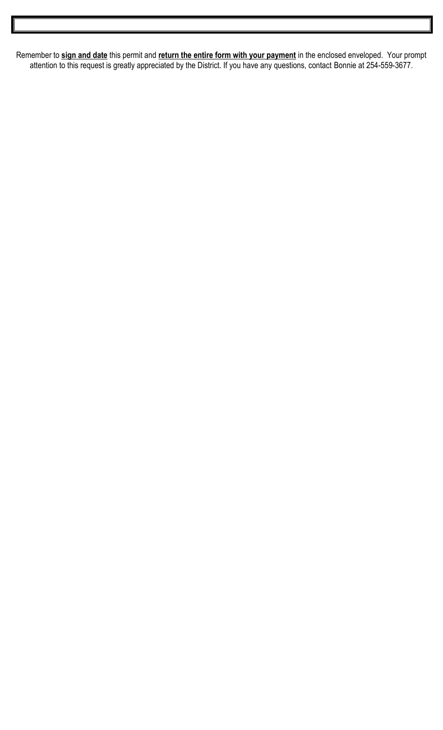Remember to **sign and date** this permit and **return the entire form with your payment** in the enclosed enveloped. Your prompt attention to this request is greatly appreciated by the District. If you have any questions, contact Bonnie at 254-559-3677.